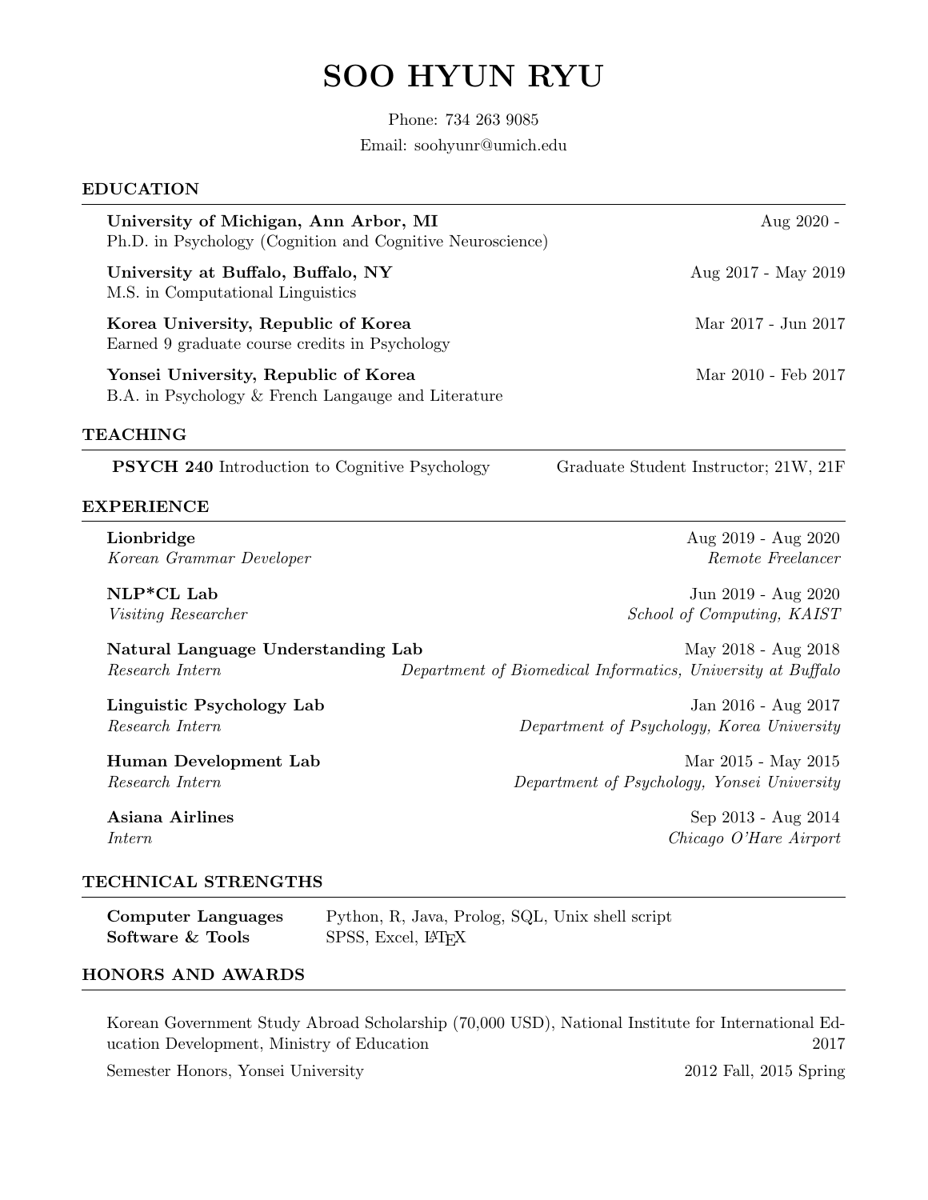# SOO HYUN RYU

Phone: 734 263 9085

Email: soohyunr@umich.edu

## EDUCATION

**University of Michigan, Ann Arbor, MI** — Aug 2020 -
Ph.D. in Psychology (Cognition and Cognitive Neuroscience)

**University at Buffalo, Buffalo, NY** — Aug 2017 - May 2019
M.S. in Computational Linguistics

**Korea University, Republic of Korea** — Mar 2017 - Jun 2017
Earned 9 graduate course credits in Psychology

**Yonsei University, Republic of Korea** — Mar 2010 - Feb 2017
B.A. in Psychology & French Langauge and Literature

## TEACHING

**PSYCH 240** Introduction to Cognitive Psychology — Graduate Student Instructor; 21W, 21F

## EXPERIENCE

**Lionbridge** — Aug 2019 - Aug 2020
*Korean Grammar Developer* — *Remote Freelancer*

**NLP*CL Lab** — Jun 2019 - Aug 2020
*Visiting Researcher* — *School of Computing, KAIST*

**Natural Language Understanding Lab** — May 2018 - Aug 2018
*Research Intern* — *Department of Biomedical Informatics, University at Buffalo*

**Linguistic Psychology Lab** — Jan 2016 - Aug 2017
*Research Intern* — *Department of Psychology, Korea University*

**Human Development Lab** — Mar 2015 - May 2015
*Research Intern* — *Department of Psychology, Yonsei University*

**Asiana Airlines** — Sep 2013 - Aug 2014
*Intern* — *Chicago O'Hare Airport*

## TECHNICAL STRENGTHS

| | |
|---|---|
| **Computer Languages** | Python, R, Java, Prolog, SQL, Unix shell script |
| **Software & Tools** | SPSS, Excel, LaTeX |

## HONORS AND AWARDS

Korean Government Study Abroad Scholarship (70,000 USD), National Institute for International Education Development, Ministry of Education — 2017

Semester Honors, Yonsei University — 2012 Fall, 2015 Spring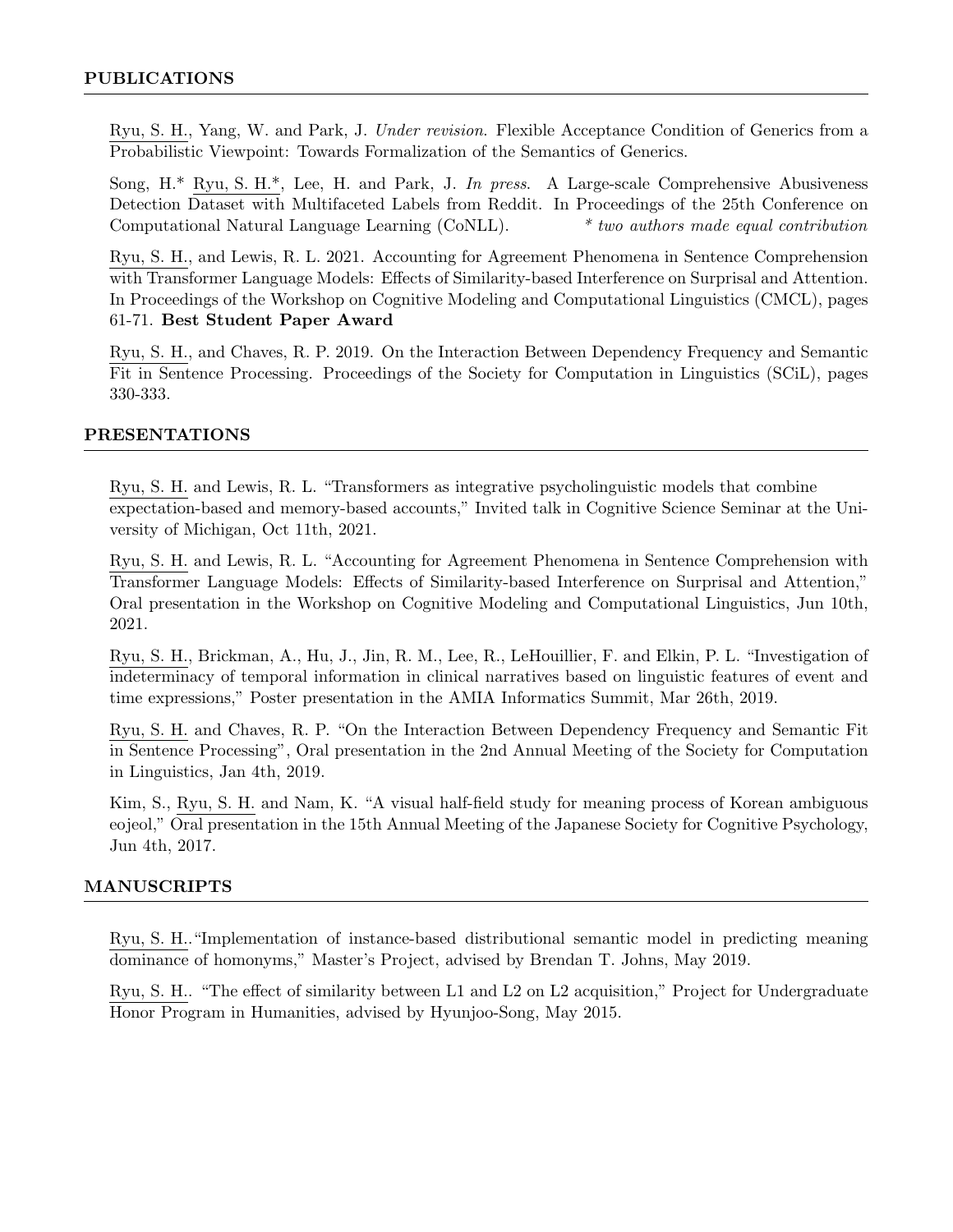## PUBLICATIONS

Ryu, S. H., Yang, W. and Park, J. *Under revision*. Flexible Acceptance Condition of Generics from a Probabilistic Viewpoint: Towards Formalization of the Semantics of Generics.

Song, H.* Ryu, S. H.*, Lee, H. and Park, J. *In press*. A Large-scale Comprehensive Abusiveness Detection Dataset with Multifaceted Labels from Reddit. In Proceedings of the 25th Conference on Computational Natural Language Learning (CoNLL). *\* two authors made equal contribution*

Ryu, S. H., and Lewis, R. L. 2021. Accounting for Agreement Phenomena in Sentence Comprehension with Transformer Language Models: Effects of Similarity-based Interference on Surprisal and Attention. In Proceedings of the Workshop on Cognitive Modeling and Computational Linguistics (CMCL), pages 61-71. **Best Student Paper Award**

Ryu, S. H., and Chaves, R. P. 2019. On the Interaction Between Dependency Frequency and Semantic Fit in Sentence Processing. Proceedings of the Society for Computation in Linguistics (SCiL), pages 330-333.

## PRESENTATIONS

Ryu, S. H. and Lewis, R. L. "Transformers as integrative psycholinguistic models that combine expectation-based and memory-based accounts," Invited talk in Cognitive Science Seminar at the University of Michigan, Oct 11th, 2021.

Ryu, S. H. and Lewis, R. L. "Accounting for Agreement Phenomena in Sentence Comprehension with Transformer Language Models: Effects of Similarity-based Interference on Surprisal and Attention," Oral presentation in the Workshop on Cognitive Modeling and Computational Linguistics, Jun 10th, 2021.

Ryu, S. H., Brickman, A., Hu, J., Jin, R. M., Lee, R., LeHouillier, F. and Elkin, P. L. "Investigation of indeterminacy of temporal information in clinical narratives based on linguistic features of event and time expressions," Poster presentation in the AMIA Informatics Summit, Mar 26th, 2019.

Ryu, S. H. and Chaves, R. P. "On the Interaction Between Dependency Frequency and Semantic Fit in Sentence Processing", Oral presentation in the 2nd Annual Meeting of the Society for Computation in Linguistics, Jan 4th, 2019.

Kim, S., Ryu, S. H. and Nam, K. "A visual half-field study for meaning process of Korean ambiguous eojeol," Oral presentation in the 15th Annual Meeting of the Japanese Society for Cognitive Psychology, Jun 4th, 2017.

## MANUSCRIPTS

Ryu, S. H.."Implementation of instance-based distributional semantic model in predicting meaning dominance of homonyms," Master's Project, advised by Brendan T. Johns, May 2019.

Ryu, S. H.. "The effect of similarity between L1 and L2 on L2 acquisition," Project for Undergraduate Honor Program in Humanities, advised by Hyunjoo-Song, May 2015.